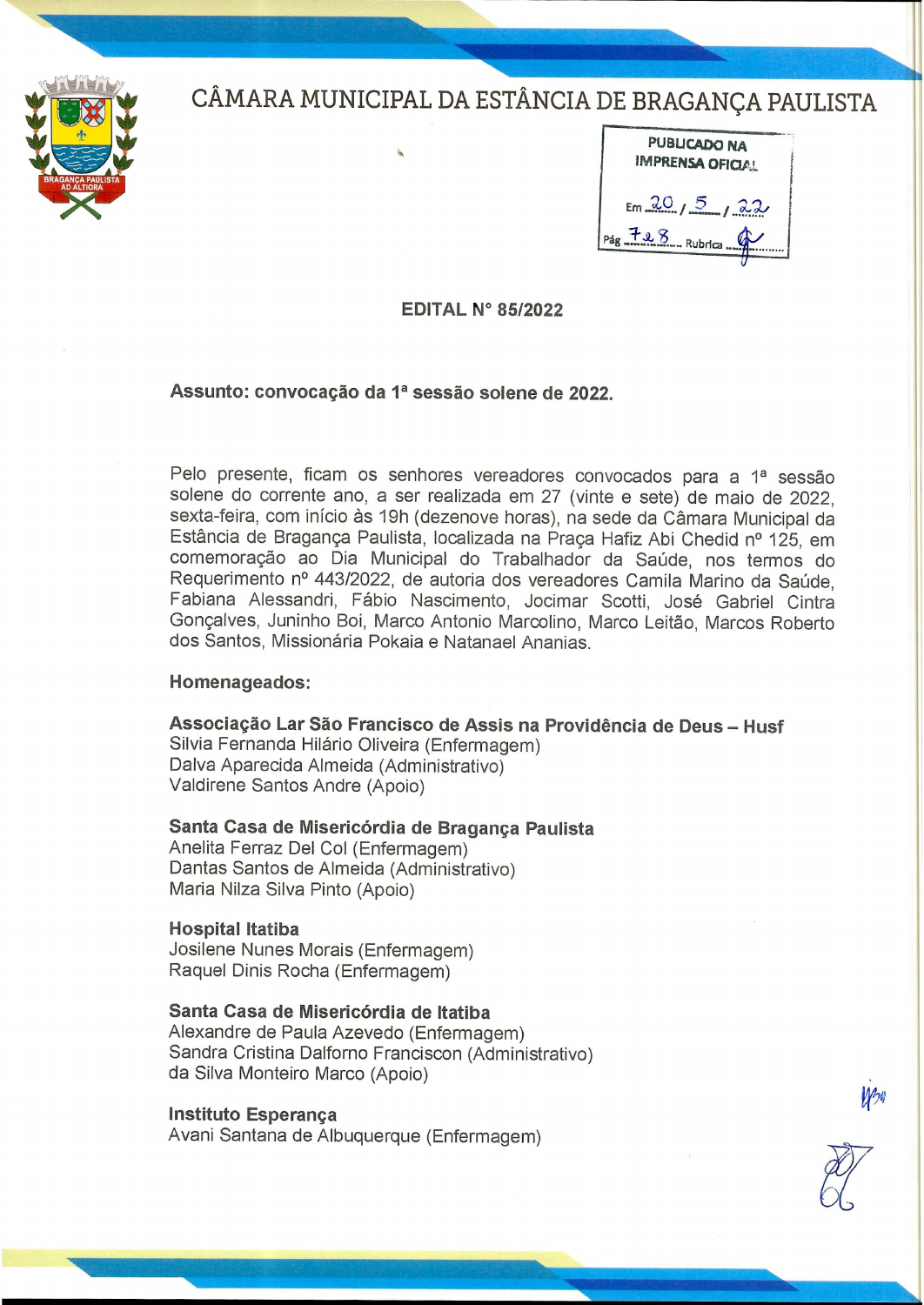# CÂMARA MUNICIPAL DA ESTÂNCIA DE BRAGANÇA PAULISTA

PUBLICADO NA IMPRENSA OFICIAL

Em 20/5/22

Pág 728 Rubrica

## EDITAL N° 85/2022

**Assunto: convocação da 1ª sessão solene de 2022.**

Pelo presente, ficam os senhores vereadores convocados para a 1ª sessão solene do corrente ano, a ser realizada em 27 (vinte e sete) de maio de 2022, sexta-feira, com início às 19h (dezenove horas), na sede da Câmara Municipal da Estância de Bragança Paulista, localizada na Praça Hafiz Abi Chedid nº 125, em comemoração ao Dia Municipal do Trabalhador da Saúde, nos termos do Requerimento nº 443/2022, de autoria dos vereadores Camila Marino da Saúde, Fabiana Alessandri, Fábio Nascimento, Jocimar Scotti, José Gabriel Cintra Gonçalves, Juninho Boi, Marco Antonio Marcolino, Marco Leitão, Marcos Roberto dos Santos, Missionária Pokaia e Natanael Ananias.

**Homenageados:**

**Associação Lar São Francisco de Assis na Providência de Deus – Husf**
Silvia Fernanda Hilário Oliveira (Enfermagem)
Dalva Aparecida Almeida (Administrativo)
Valdirene Santos Andre (Apoio)

**Santa Casa de Misericórdia de Bragança Paulista**
Anelita Ferraz Del Col (Enfermagem)
Dantas Santos de Almeida (Administrativo)
Maria Nilza Silva Pinto (Apoio)

**Hospital Itatiba**
Josilene Nunes Morais (Enfermagem)
Raquel Dinis Rocha (Enfermagem)

**Santa Casa de Misericórdia de Itatiba**
Alexandre de Paula Azevedo (Enfermagem)
Sandra Cristina Dalforno Franciscon (Administrativo)
da Silva Monteiro Marco (Apoio)

**Instituto Esperança**
Avani Santana de Albuquerque (Enfermagem)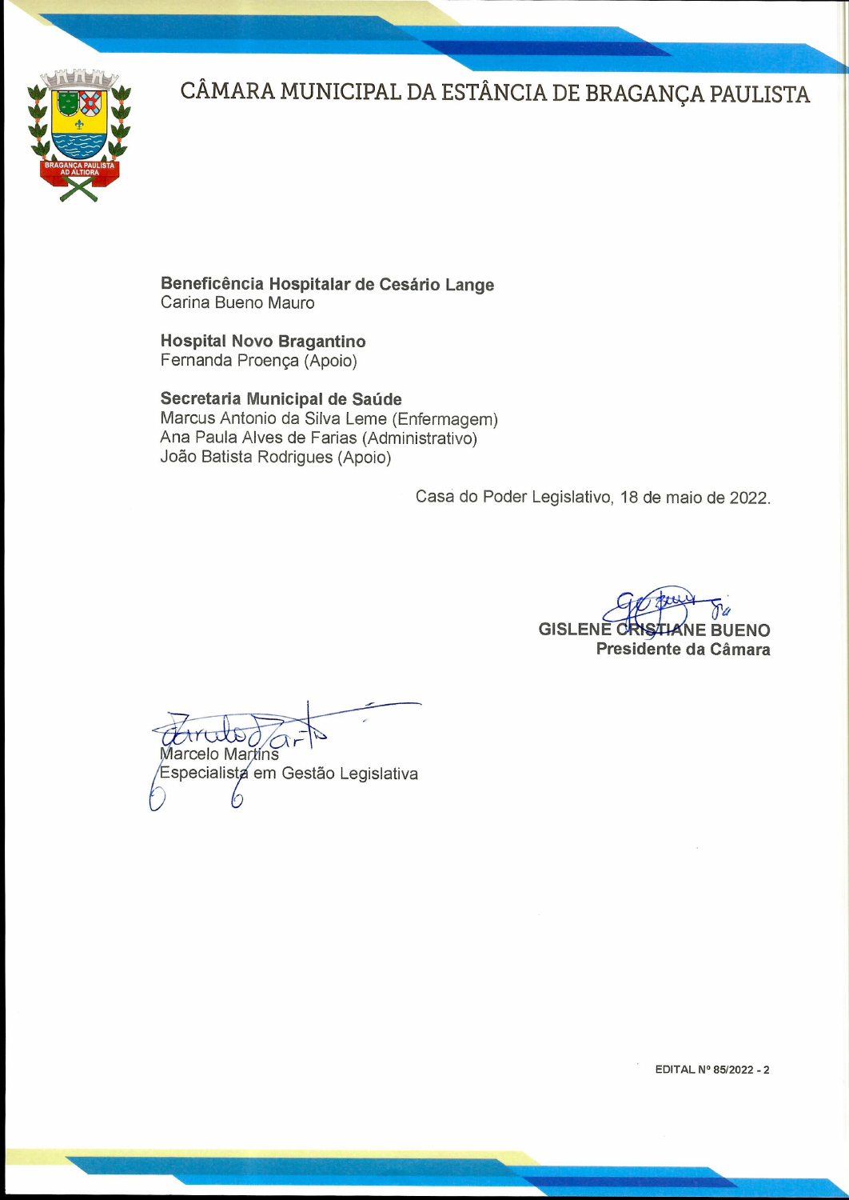**Beneficência Hospitalar de Cesário Lange**
Carina Bueno Mauro

**Hospital Novo Bragantino**
Fernanda Proença (Apoio)

**Secretaria Municipal de Saúde**
Marcus Antonio da Silva Leme (Enfermagem)
Ana Paula Alves de Farias (Administrativo)
João Batista Rodrigues (Apoio)

Casa do Poder Legislativo, 18 de maio de 2022.

**GISLENE CRISTIANE BUENO**
**Presidente da Câmara**

Marcelo Martins
Especialista em Gestão Legislativa